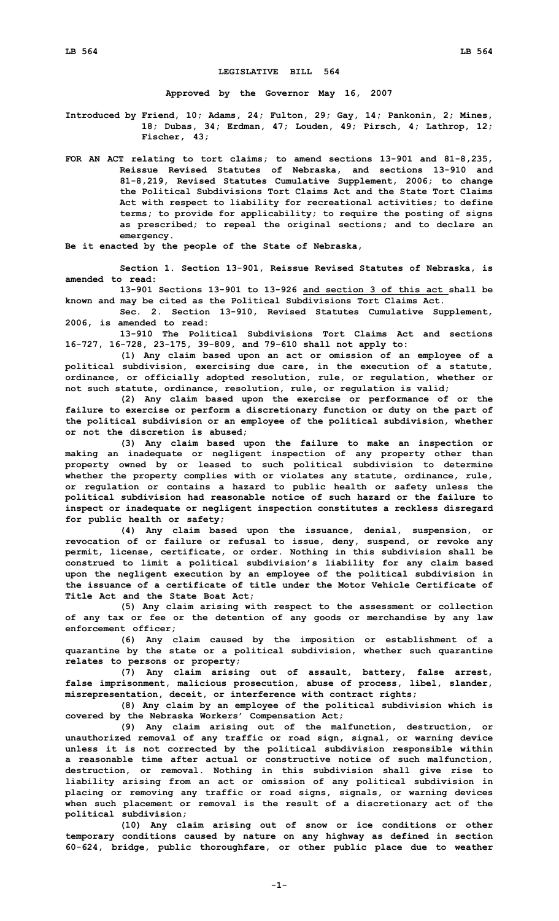# LEGISLATIVE BILL 564

**Approved by the Governor May 16, 2007**

**Introduced by Friend, 10; Adams, 24; Fulton, 29; Gay, 14; Pankonin, 2; Mines, 18; Dubas, 34; Erdman, 47; Louden, 49; Pirsch, 4; Lathrop, 12; Fischer, 43;**

**FOR AN ACT relating to tort claims; to amend sections 13-901 and 81-8,235, Reissue Revised Statutes of Nebraska, and sections 13-910 and 81-8,219, Revised Statutes Cumulative Supplement, 2006; to change the Political Subdivisions Tort Claims Act and the State Tort Claims Act with respect to liability for recreational activities; to define terms; to provide for applicability; to require the posting of signs as prescribed; to repeal the original sections; and to declare an emergency.**

**Be it enacted by the people of the State of Nebraska,**

**Section 1. Section 13-901, Reissue Revised Statutes of Nebraska, is amended to read:**

**13-901 Sections 13-901 to 13-926 <u>and section 3 of this act</u> shall be known and may be cited as the Political Subdivisions Tort Claims Act.**

**Sec. 2. Section 13-910, Revised Statutes Cumulative Supplement, 2006, is amended to read:**

**13-910 The Political Subdivisions Tort Claims Act and sections 16-727, 16-728, 23-175, 39-809, and 79-610 shall not apply to:**

**(1) Any claim based upon an act or omission of an employee of a political subdivision, exercising due care, in the execution of a statute, ordinance, or officially adopted resolution, rule, or regulation, whether or not such statute, ordinance, resolution, rule, or regulation is valid;**

**(2) Any claim based upon the exercise or performance of or the failure to exercise or perform a discretionary function or duty on the part of the political subdivision or an employee of the political subdivision, whether or not the discretion is abused;**

**(3) Any claim based upon the failure to make an inspection or making an inadequate or negligent inspection of any property other than property owned by or leased to such political subdivision to determine whether the property complies with or violates any statute, ordinance, rule, or regulation or contains a hazard to public health or safety unless the political subdivision had reasonable notice of such hazard or the failure to inspect or inadequate or negligent inspection constitutes a reckless disregard for public health or safety;**

**(4) Any claim based upon the issuance, denial, suspension, or revocation of or failure or refusal to issue, deny, suspend, or revoke any permit, license, certificate, or order. Nothing in this subdivision shall be construed to limit a political subdivision's liability for any claim based upon the negligent execution by an employee of the political subdivision in the issuance of a certificate of title under the Motor Vehicle Certificate of Title Act and the State Boat Act;**

**(5) Any claim arising with respect to the assessment or collection of any tax or fee or the detention of any goods or merchandise by any law enforcement officer;**

**(6) Any claim caused by the imposition or establishment of a quarantine by the state or a political subdivision, whether such quarantine relates to persons or property;**

**(7) Any claim arising out of assault, battery, false arrest, false imprisonment, malicious prosecution, abuse of process, libel, slander, misrepresentation, deceit, or interference with contract rights;**

**(8) Any claim by an employee of the political subdivision which is covered by the Nebraska Workers' Compensation Act;**

**(9) Any claim arising out of the malfunction, destruction, or unauthorized removal of any traffic or road sign, signal, or warning device unless it is not corrected by the political subdivision responsible within a reasonable time after actual or constructive notice of such malfunction, destruction, or removal. Nothing in this subdivision shall give rise to liability arising from an act or omission of any political subdivision in placing or removing any traffic or road signs, signals, or warning devices when such placement or removal is the result of a discretionary act of the political subdivision;**

**(10) Any claim arising out of snow or ice conditions or other temporary conditions caused by nature on any highway as defined in section 60-624, bridge, public thoroughfare, or other public place due to weather**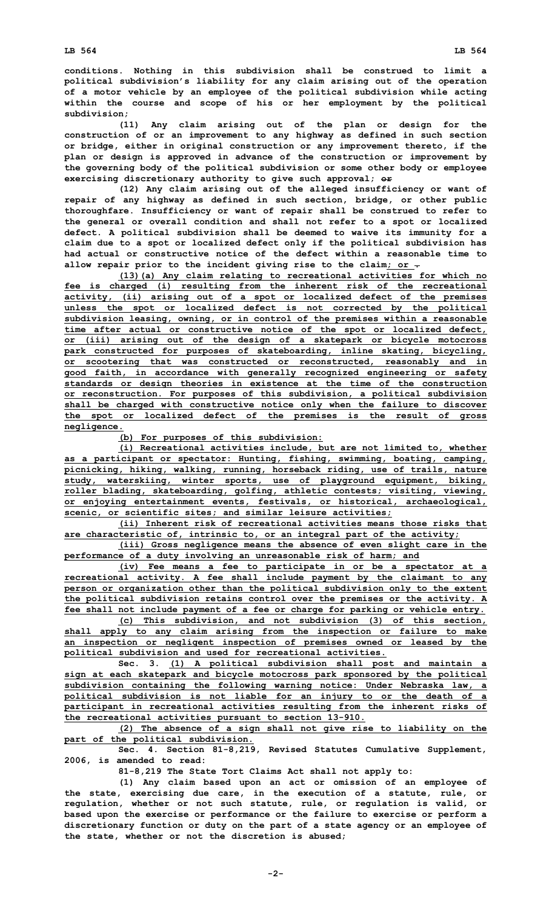conditions. Nothing in this subdivision shall be construed to limit a political subdivision's liability for any claim arising out of the operation of a motor vehicle by an employee of the political subdivision while acting within the course and scope of his or her employment by the political subdivision;

(11) Any claim arising out of the plan or design for the construction of or an improvement to any highway as defined in such section or bridge, either in original construction or any improvement thereto, if the plan or design is approved in advance of the construction or improvement by the governing body of the political subdivision or some other body or employee exercising discretionary authority to give such approval; or

(12) Any claim arising out of the alleged insufficiency or want of repair of any highway as defined in such section, bridge, or other public thoroughfare. Insufficiency or want of repair shall be construed to refer to the general or overall condition and shall not refer to a spot or localized defect. A political subdivision shall be deemed to waive its immunity for a claim due to a spot or localized defect only if the political subdivision has had actual or constructive notice of the defect within a reasonable time to allow repair prior to the incident giving rise to the claim; or .

(13)(a) Any claim relating to recreational activities for which no fee is charged (i) resulting from the inherent risk of the recreational activity, (ii) arising out of a spot or localized defect of the premises unless the spot or localized defect is not corrected by the political subdivision leasing, owning, or in control of the premises within a reasonable time after actual or constructive notice of the spot or localized defect, or (iii) arising out of the design of a skatepark or bicycle motocross park constructed for purposes of skateboarding, inline skating, bicycling, or scootering that was constructed or reconstructed, reasonably and in good faith, in accordance with generally recognized engineering or safety standards or design theories in existence at the time of the construction or reconstruction. For purposes of this subdivision, a political subdivision shall be charged with constructive notice only when the failure to discover the spot or localized defect of the premises is the result of gross negligence.

(b) For purposes of this subdivision:

(i) Recreational activities include, but are not limited to, whether as a participant or spectator: Hunting, fishing, swimming, boating, camping, picnicking, hiking, walking, running, horseback riding, use of trails, nature study, waterskiing, winter sports, use of playground equipment, biking, roller blading, skateboarding, golfing, athletic contests; visiting, viewing, or enjoying entertainment events, festivals, or historical, archaeological, scenic, or scientific sites; and similar leisure activities;

(ii) Inherent risk of recreational activities means those risks that are characteristic of, intrinsic to, or an integral part of the activity;

(iii) Gross negligence means the absence of even slight care in the performance of a duty involving an unreasonable risk of harm; and

(iv) Fee means a fee to participate in or be a spectator at a recreational activity. A fee shall include payment by the claimant to any person or organization other than the political subdivision only to the extent the political subdivision retains control over the premises or the activity. A fee shall not include payment of a fee or charge for parking or vehicle entry.

(c) This subdivision, and not subdivision (3) of this section, shall apply to any claim arising from the inspection or failure to make an inspection or negligent inspection of premises owned or leased by the political subdivision and used for recreational activities.

Sec. 3. (1) A political subdivision shall post and maintain a sign at each skatepark and bicycle motocross park sponsored by the political subdivision containing the following warning notice: Under Nebraska law, a political subdivision is not liable for an injury to or the death of a participant in recreational activities resulting from the inherent risks of the recreational activities pursuant to section 13-910.

(2) The absence of a sign shall not give rise to liability on the part of the political subdivision.

Sec. 4. Section 81-8,219, Revised Statutes Cumulative Supplement, 2006, is amended to read:

81-8,219 The State Tort Claims Act shall not apply to:

(1) Any claim based upon an act or omission of an employee of the state, exercising due care, in the execution of a statute, rule, or regulation, whether or not such statute, rule, or regulation is valid, or based upon the exercise or performance or the failure to exercise or perform a discretionary function or duty on the part of a state agency or an employee of the state, whether or not the discretion is abused;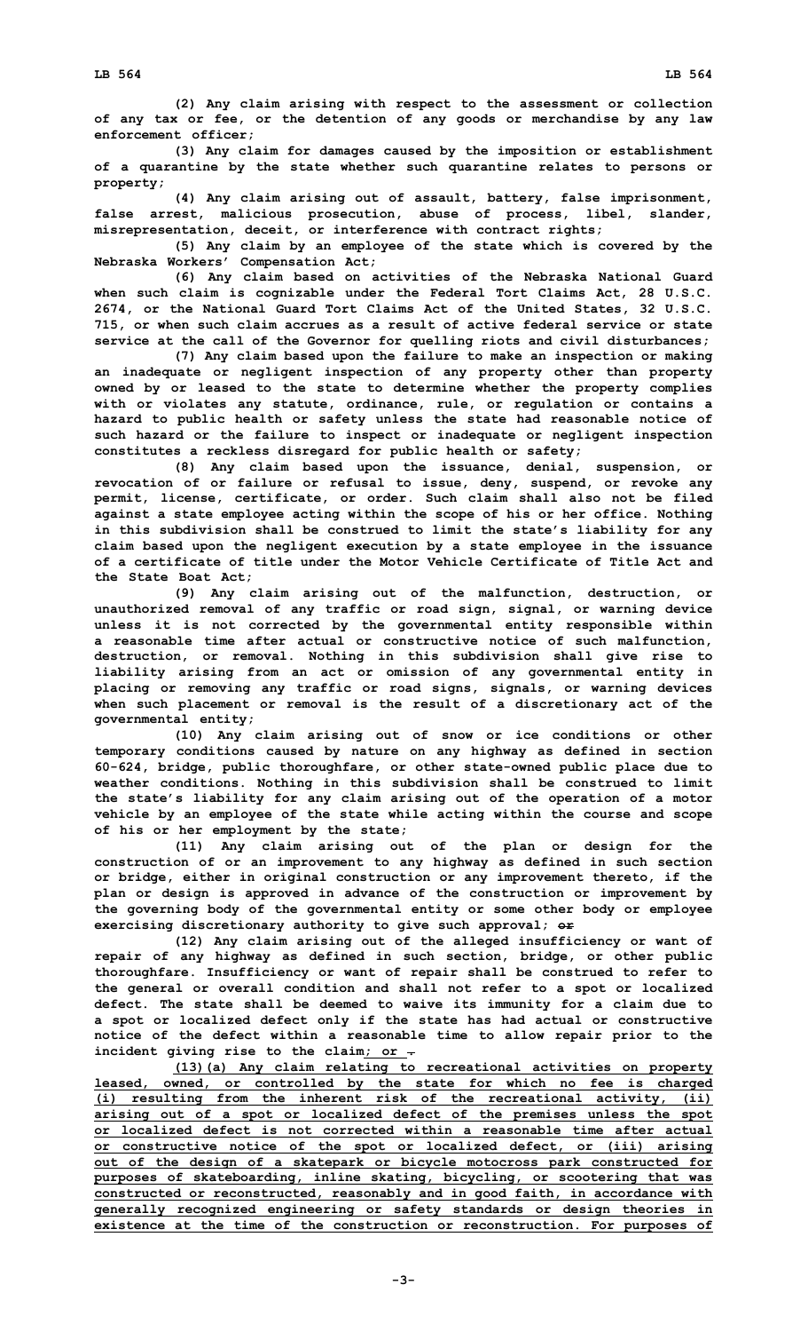(2) Any claim arising with respect to the assessment or collection of any tax or fee, or the detention of any goods or merchandise by any law enforcement officer;

(3) Any claim for damages caused by the imposition or establishment of a quarantine by the state whether such quarantine relates to persons or property;

(4) Any claim arising out of assault, battery, false imprisonment, false arrest, malicious prosecution, abuse of process, libel, slander, misrepresentation, deceit, or interference with contract rights;

(5) Any claim by an employee of the state which is covered by the Nebraska Workers' Compensation Act;

(6) Any claim based on activities of the Nebraska National Guard when such claim is cognizable under the Federal Tort Claims Act, 28 U.S.C. 2674, or the National Guard Tort Claims Act of the United States, 32 U.S.C. 715, or when such claim accrues as a result of active federal service or state service at the call of the Governor for quelling riots and civil disturbances;

(7) Any claim based upon the failure to make an inspection or making an inadequate or negligent inspection of any property other than property owned by or leased to the state to determine whether the property complies with or violates any statute, ordinance, rule, or regulation or contains a hazard to public health or safety unless the state had reasonable notice of such hazard or the failure to inspect or inadequate or negligent inspection constitutes a reckless disregard for public health or safety;

(8) Any claim based upon the issuance, denial, suspension, or revocation of or failure or refusal to issue, deny, suspend, or revoke any permit, license, certificate, or order. Such claim shall also not be filed against a state employee acting within the scope of his or her office. Nothing in this subdivision shall be construed to limit the state's liability for any claim based upon the negligent execution by a state employee in the issuance of a certificate of title under the Motor Vehicle Certificate of Title Act and the State Boat Act;

(9) Any claim arising out of the malfunction, destruction, or unauthorized removal of any traffic or road sign, signal, or warning device unless it is not corrected by the governmental entity responsible within a reasonable time after actual or constructive notice of such malfunction, destruction, or removal. Nothing in this subdivision shall give rise to liability arising from an act or omission of any governmental entity in placing or removing any traffic or road signs, signals, or warning devices when such placement or removal is the result of a discretionary act of the governmental entity;

(10) Any claim arising out of snow or ice conditions or other temporary conditions caused by nature on any highway as defined in section 60-624, bridge, public thoroughfare, or other state-owned public place due to weather conditions. Nothing in this subdivision shall be construed to limit the state's liability for any claim arising out of the operation of a motor vehicle by an employee of the state while acting within the course and scope of his or her employment by the state;

(11) Any claim arising out of the plan or design for the construction of or an improvement to any highway as defined in such section or bridge, either in original construction or any improvement thereto, if the plan or design is approved in advance of the construction or improvement by the governing body of the governmental entity or some other body or employee exercising discretionary authority to give such approval; ~~or~~

(12) Any claim arising out of the alleged insufficiency or want of repair of any highway as defined in such section, bridge, or other public thoroughfare. Insufficiency or want of repair shall be construed to refer to the general or overall condition and shall not refer to a spot or localized defect. The state shall be deemed to waive its immunity for a claim due to a spot or localized defect only if the state has had actual or constructive notice of the defect within a reasonable time to allow repair prior to the incident giving rise to the claim<u>; or</u> ~~.~~

<u>(13)(a) Any claim relating to recreational activities on property leased, owned, or controlled by the state for which no fee is charged (i) resulting from the inherent risk of the recreational activity, (ii) arising out of a spot or localized defect of the premises unless the spot or localized defect is not corrected within a reasonable time after actual or constructive notice of the spot or localized defect, or (iii) arising out of the design of a skatepark or bicycle motocross park constructed for purposes of skateboarding, inline skating, bicycling, or scootering that was constructed or reconstructed, reasonably and in good faith, in accordance with generally recognized engineering or safety standards or design theories in existence at the time of the construction or reconstruction. For purposes of</u>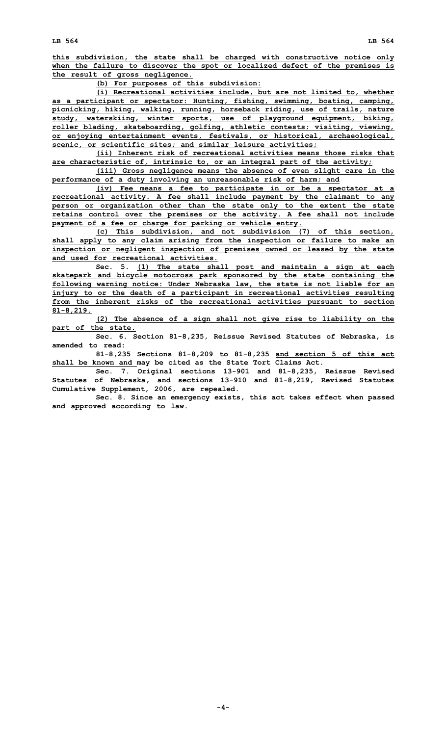this subdivision, the state shall be charged with constructive notice only when the failure to discover the spot or localized defect of the premises is the result of gross negligence.

(b) For purposes of this subdivision:

(i) Recreational activities include, but are not limited to, whether as a participant or spectator: Hunting, fishing, swimming, boating, camping, picnicking, hiking, walking, running, horseback riding, use of trails, nature study, waterskiing, winter sports, use of playground equipment, biking, roller blading, skateboarding, golfing, athletic contests; visiting, viewing, or enjoying entertainment events, festivals, or historical, archaeological, scenic, or scientific sites; and similar leisure activities;

(ii) Inherent risk of recreational activities means those risks that are characteristic of, intrinsic to, or an integral part of the activity;

(iii) Gross negligence means the absence of even slight care in the performance of a duty involving an unreasonable risk of harm; and

(iv) Fee means a fee to participate in or be a spectator at a recreational activity. A fee shall include payment by the claimant to any person or organization other than the state only to the extent the state retains control over the premises or the activity. A fee shall not include payment of a fee or charge for parking or vehicle entry.

(c) This subdivision, and not subdivision (7) of this section, shall apply to any claim arising from the inspection or failure to make an inspection or negligent inspection of premises owned or leased by the state and used for recreational activities.

**Sec. 5.** (1) The state shall post and maintain a sign at each skatepark and bicycle motocross park sponsored by the state containing the following warning notice: Under Nebraska law, the state is not liable for an injury to or the death of a participant in recreational activities resulting from the inherent risks of the recreational activities pursuant to section 81-8,219.

(2) The absence of a sign shall not give rise to liability on the part of the state.

**Sec. 6.** Section 81-8,235, Reissue Revised Statutes of Nebraska, is amended to read:

81-8,235 Sections 81-8,209 to 81-8,235 and section 5 of this act shall be known and may be cited as the State Tort Claims Act.

**Sec. 7.** Original sections 13-901 and 81-8,235, Reissue Revised Statutes of Nebraska, and sections 13-910 and 81-8,219, Revised Statutes Cumulative Supplement, 2006, are repealed.

**Sec. 8.** Since an emergency exists, this act takes effect when passed and approved according to law.